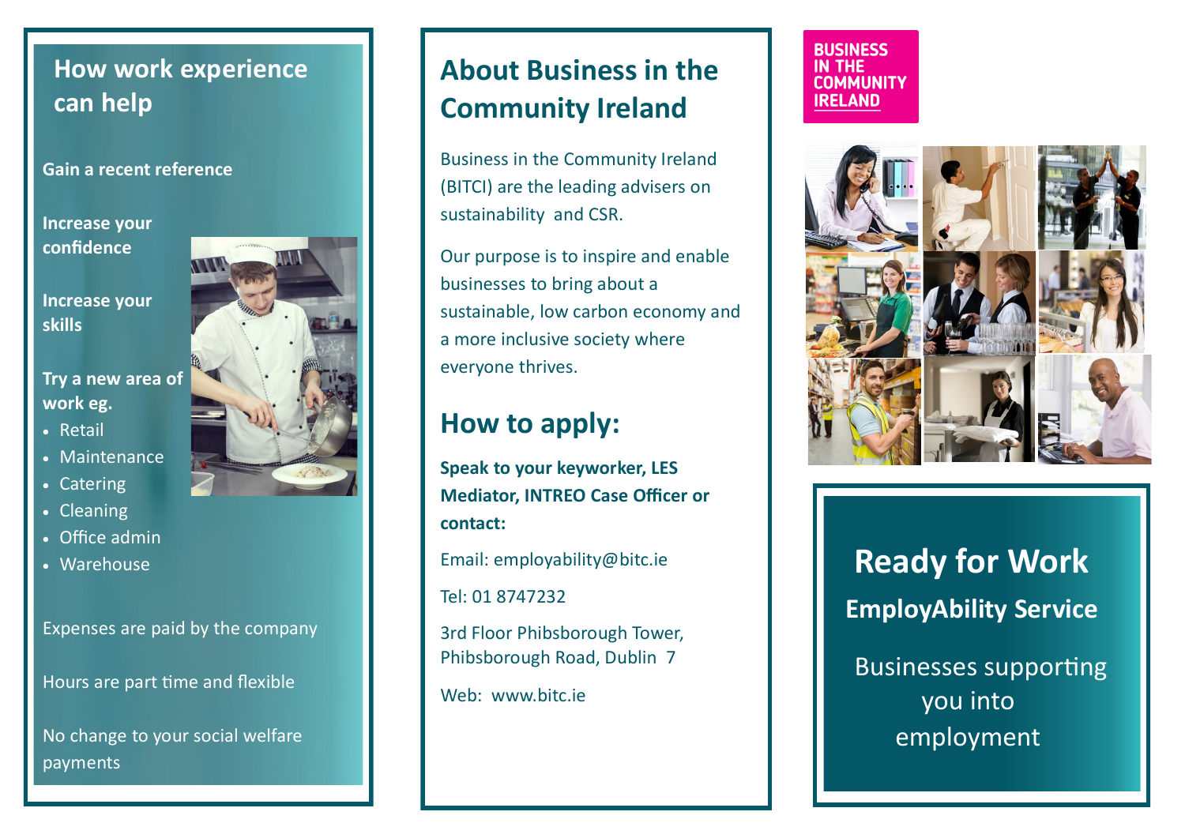## How work experience can help

**Gain a recent reference**

**Increase your confidence**

**Increase your skills**

**Try a new area of work eg.**

- Retail
- Maintenance
- Catering
- Cleaning
- Office admin
- Warehouse

Expenses are paid by the company

Hours are part time and flexible

No change to your social welfare payments

## About Business in the Community Ireland

Business in the Community Ireland (BITCI) are the leading advisers on sustainability and CSR.

Our purpose is to inspire and enable businesses to bring about a sustainable, low carbon economy and a more inclusive society where everyone thrives.

## How to apply:

**Speak to your keyworker, LES Mediator, INTREO Case Officer or contact:**

Email: employability@bitc.ie

Tel: 01 8747232

3rd Floor Phibsborough Tower, Phibsborough Road, Dublin 7

Web: www.bitc.ie

BUSINESS IN THE COMMUNITY IRELAND

# Ready for Work

### EmployAbility Service

Businesses supporting you into employment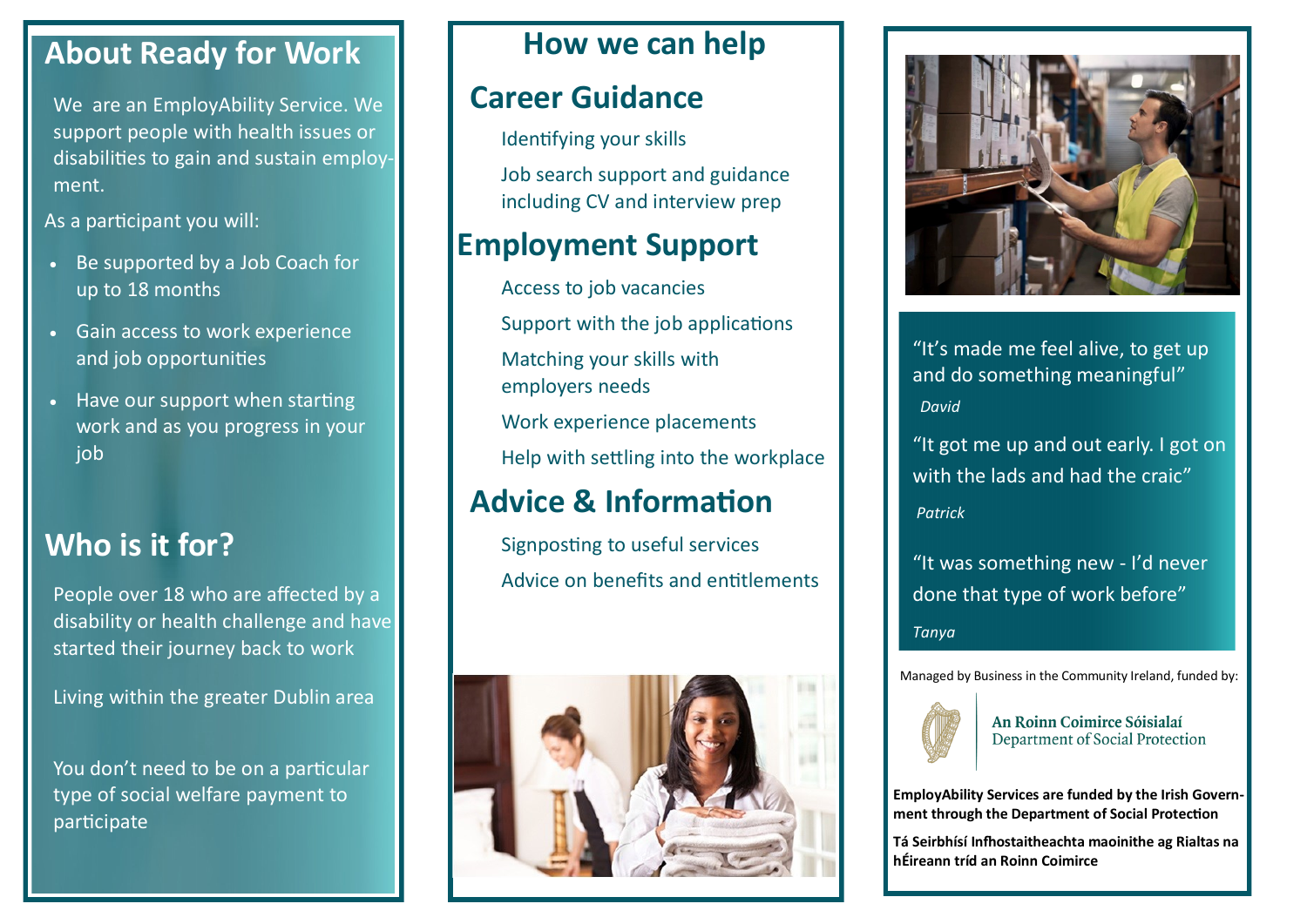## About Ready for Work

We are an EmployAbility Service. We support people with health issues or disabilities to gain and sustain employment.

As a participant you will:

- Be supported by a Job Coach for up to 18 months
- Gain access to work experience and job opportunities
- Have our support when starting work and as you progress in your job

## Who is it for?

People over 18 who are affected by a disability or health challenge and have started their journey back to work

Living within the greater Dublin area

You don't need to be on a particular type of social welfare payment to participate

## How we can help

### Career Guidance

Identifying your skills

Job search support and guidance including CV and interview prep

### Employment Support

Access to job vacancies

Support with the job applications

Matching your skills with employers needs

Work experience placements

Help with settling into the workplace

### Advice & Information

Signposting to useful services

Advice on benefits and entitlements

"It's made me feel alive, to get up and do something meaningful"

*David*

"It got me up and out early. I got on with the lads and had the craic"

*Patrick*

"It was something new - I'd never done that type of work before"

*Tanya*

Managed by Business in the Community Ireland, funded by:

An Roinn Coimirce Sóisialaí
Department of Social Protection

**EmployAbility Services are funded by the Irish Government through the Department of Social Protection**

**Tá Seirbhísí Infhostaitheachta maoinithe ag Rialtas na hÉireann tríd an Roinn Coimirce**